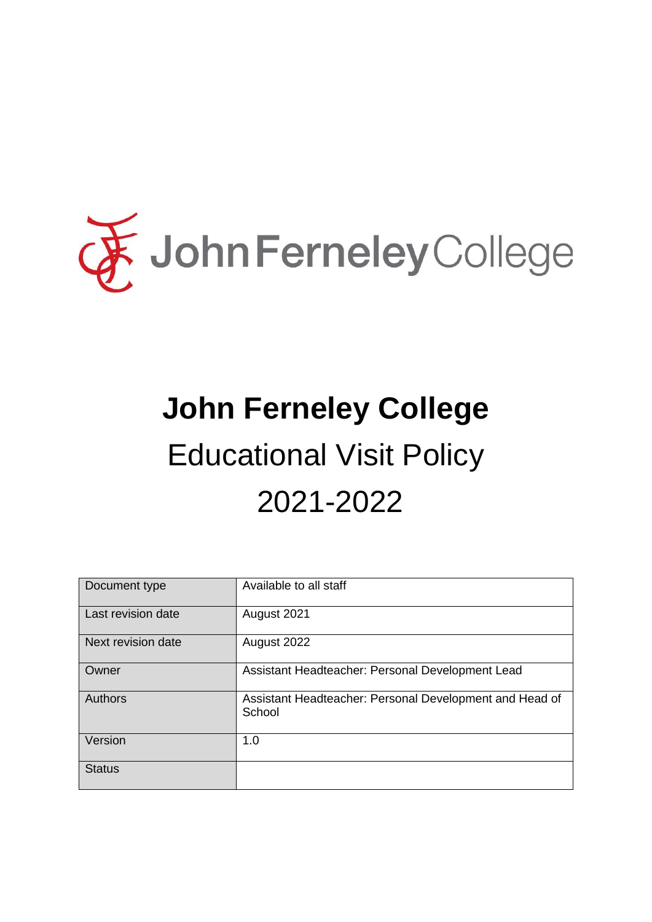John Ferneley College

# John Ferneley College

## Educational Visit Policy

## 2021-2022

| Document type | Available to all staff |
|---|---|
| Last revision date | August 2021 |
| Next revision date | August 2022 |
| Owner | Assistant Headteacher: Personal Development Lead |
| Authors | Assistant Headteacher: Personal Development and Head of School |
| Version | 1.0 |
| Status | |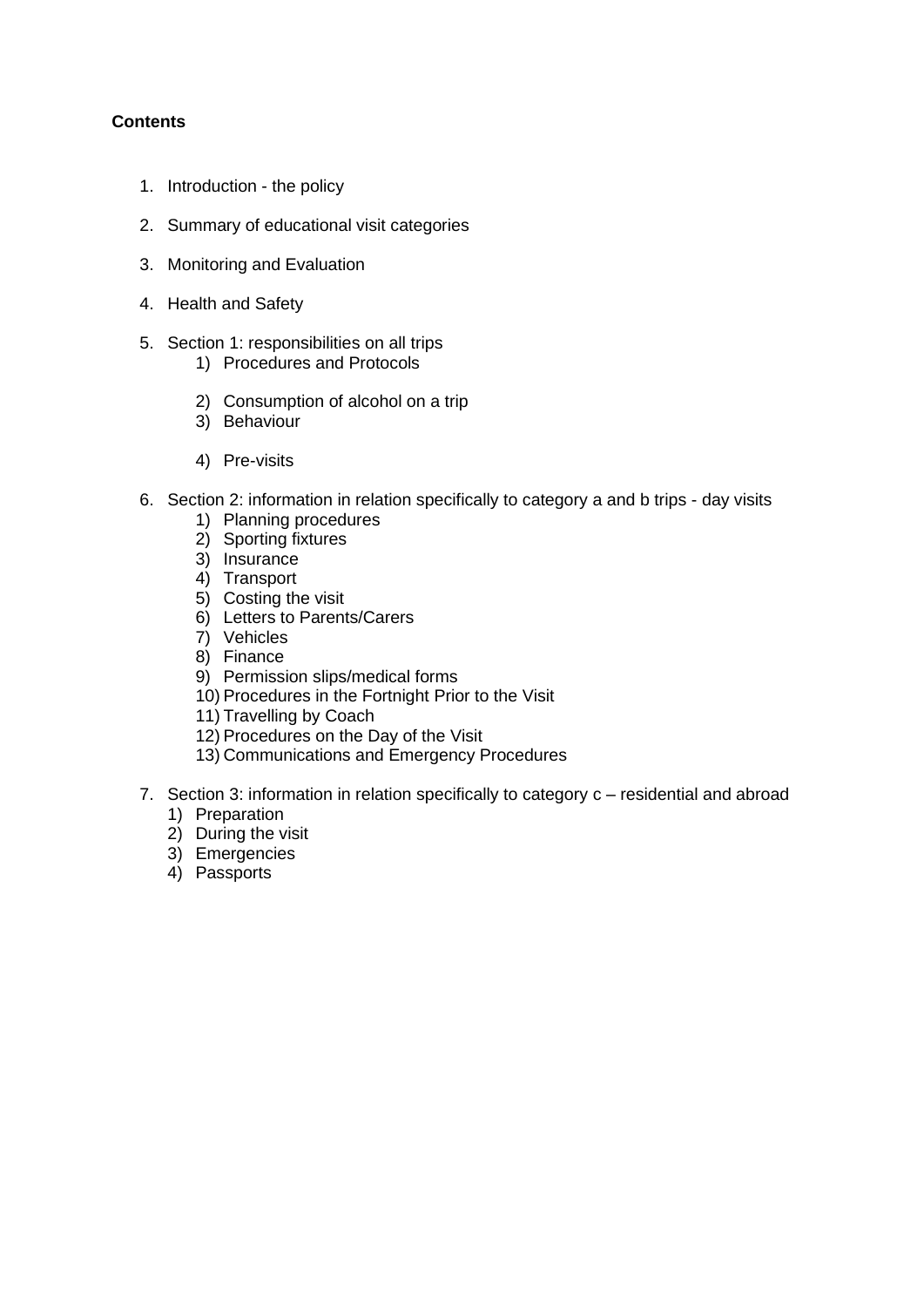**Contents**

1. Introduction - the policy
2. Summary of educational visit categories
3. Monitoring and Evaluation
4. Health and Safety
5. Section 1: responsibilities on all trips
    1) Procedures and Protocols
    2) Consumption of alcohol on a trip
    3) Behaviour
    4) Pre-visits
6. Section 2: information in relation specifically to category a and b trips - day visits
    1) Planning procedures
    2) Sporting fixtures
    3) Insurance
    4) Transport
    5) Costing the visit
    6) Letters to Parents/Carers
    7) Vehicles
    8) Finance
    9) Permission slips/medical forms
    10) Procedures in the Fortnight Prior to the Visit
    11) Travelling by Coach
    12) Procedures on the Day of the Visit
    13) Communications and Emergency Procedures
7. Section 3: information in relation specifically to category c – residential and abroad
    1) Preparation
    2) During the visit
    3) Emergencies
    4) Passports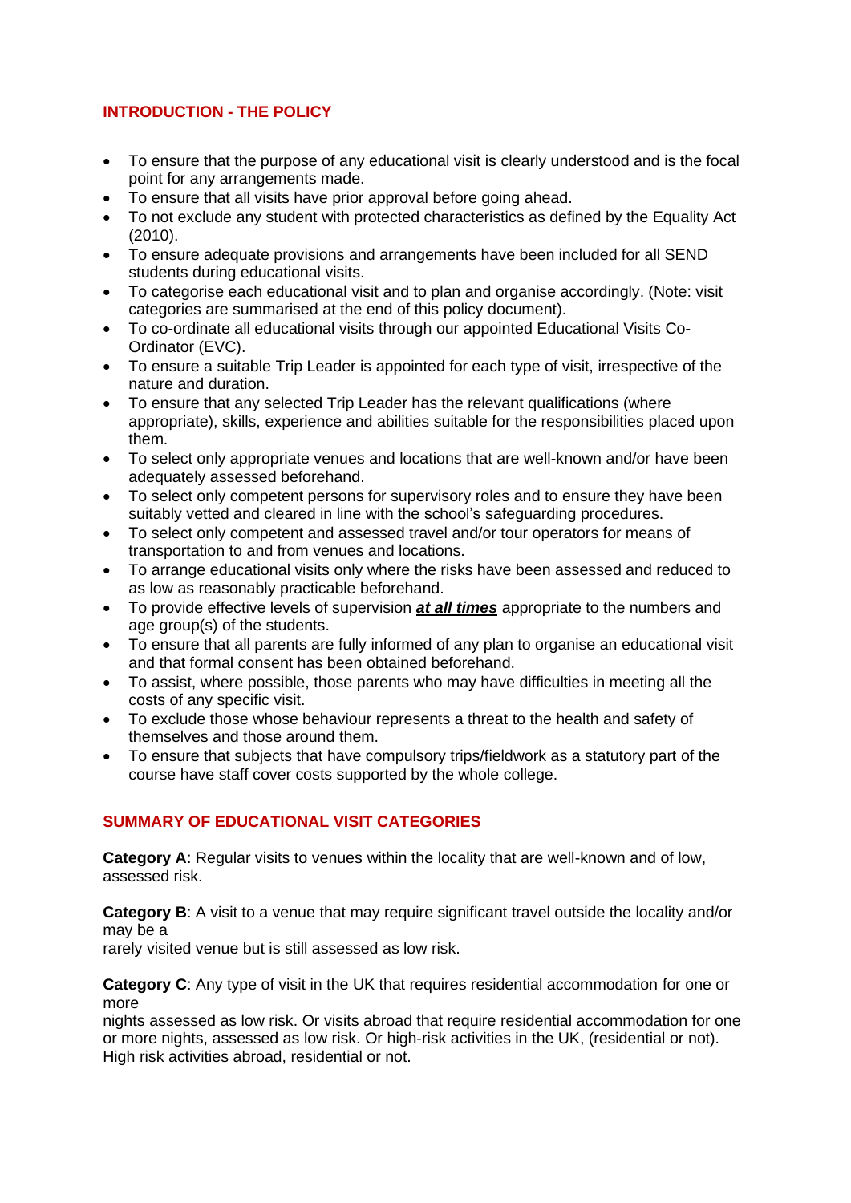## INTRODUCTION - THE POLICY

- To ensure that the purpose of any educational visit is clearly understood and is the focal point for any arrangements made.
- To ensure that all visits have prior approval before going ahead.
- To not exclude any student with protected characteristics as defined by the Equality Act (2010).
- To ensure adequate provisions and arrangements have been included for all SEND students during educational visits.
- To categorise each educational visit and to plan and organise accordingly. (Note: visit categories are summarised at the end of this policy document).
- To co-ordinate all educational visits through our appointed Educational Visits Co-Ordinator (EVC).
- To ensure a suitable Trip Leader is appointed for each type of visit, irrespective of the nature and duration.
- To ensure that any selected Trip Leader has the relevant qualifications (where appropriate), skills, experience and abilities suitable for the responsibilities placed upon them.
- To select only appropriate venues and locations that are well-known and/or have been adequately assessed beforehand.
- To select only competent persons for supervisory roles and to ensure they have been suitably vetted and cleared in line with the school's safeguarding procedures.
- To select only competent and assessed travel and/or tour operators for means of transportation to and from venues and locations.
- To arrange educational visits only where the risks have been assessed and reduced to as low as reasonably practicable beforehand.
- To provide effective levels of supervision <u>***at all times***</u> appropriate to the numbers and age group(s) of the students.
- To ensure that all parents are fully informed of any plan to organise an educational visit and that formal consent has been obtained beforehand.
- To assist, where possible, those parents who may have difficulties in meeting all the costs of any specific visit.
- To exclude those whose behaviour represents a threat to the health and safety of themselves and those around them.
- To ensure that subjects that have compulsory trips/fieldwork as a statutory part of the course have staff cover costs supported by the whole college.

## SUMMARY OF EDUCATIONAL VISIT CATEGORIES

**Category A**: Regular visits to venues within the locality that are well-known and of low, assessed risk.

**Category B**: A visit to a venue that may require significant travel outside the locality and/or may be a
rarely visited venue but is still assessed as low risk.

**Category C**: Any type of visit in the UK that requires residential accommodation for one or more
nights assessed as low risk. Or visits abroad that require residential accommodation for one or more nights, assessed as low risk. Or high-risk activities in the UK, (residential or not). High risk activities abroad, residential or not.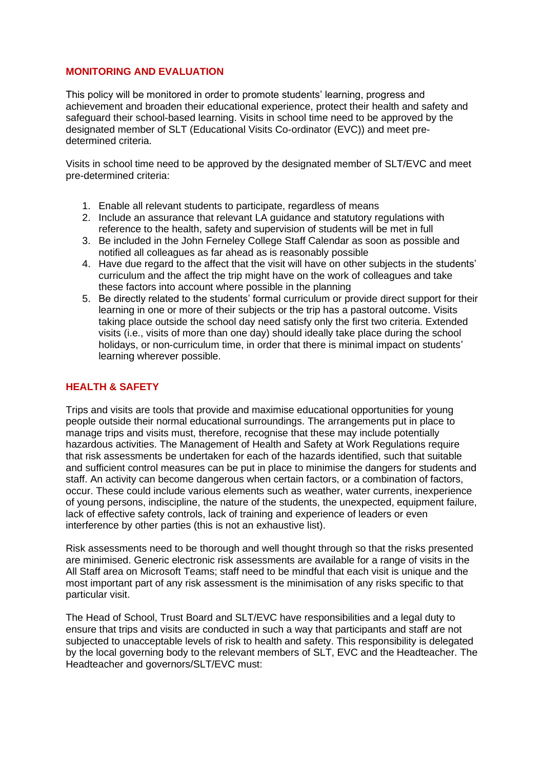## MONITORING AND EVALUATION

This policy will be monitored in order to promote students' learning, progress and achievement and broaden their educational experience, protect their health and safety and safeguard their school-based learning. Visits in school time need to be approved by the designated member of SLT (Educational Visits Co-ordinator (EVC)) and meet pre-determined criteria.

Visits in school time need to be approved by the designated member of SLT/EVC and meet pre-determined criteria:

1. Enable all relevant students to participate, regardless of means
2. Include an assurance that relevant LA guidance and statutory regulations with reference to the health, safety and supervision of students will be met in full
3. Be included in the John Ferneley College Staff Calendar as soon as possible and notified all colleagues as far ahead as is reasonably possible
4. Have due regard to the affect that the visit will have on other subjects in the students' curriculum and the affect the trip might have on the work of colleagues and take these factors into account where possible in the planning
5. Be directly related to the students' formal curriculum or provide direct support for their learning in one or more of their subjects or the trip has a pastoral outcome. Visits taking place outside the school day need satisfy only the first two criteria. Extended visits (i.e., visits of more than one day) should ideally take place during the school holidays, or non-curriculum time, in order that there is minimal impact on students' learning wherever possible.

## HEALTH & SAFETY

Trips and visits are tools that provide and maximise educational opportunities for young people outside their normal educational surroundings. The arrangements put in place to manage trips and visits must, therefore, recognise that these may include potentially hazardous activities. The Management of Health and Safety at Work Regulations require that risk assessments be undertaken for each of the hazards identified, such that suitable and sufficient control measures can be put in place to minimise the dangers for students and staff. An activity can become dangerous when certain factors, or a combination of factors, occur. These could include various elements such as weather, water currents, inexperience of young persons, indiscipline, the nature of the students, the unexpected, equipment failure, lack of effective safety controls, lack of training and experience of leaders or even interference by other parties (this is not an exhaustive list).

Risk assessments need to be thorough and well thought through so that the risks presented are minimised. Generic electronic risk assessments are available for a range of visits in the All Staff area on Microsoft Teams; staff need to be mindful that each visit is unique and the most important part of any risk assessment is the minimisation of any risks specific to that particular visit.

The Head of School, Trust Board and SLT/EVC have responsibilities and a legal duty to ensure that trips and visits are conducted in such a way that participants and staff are not subjected to unacceptable levels of risk to health and safety. This responsibility is delegated by the local governing body to the relevant members of SLT, EVC and the Headteacher. The Headteacher and governors/SLT/EVC must: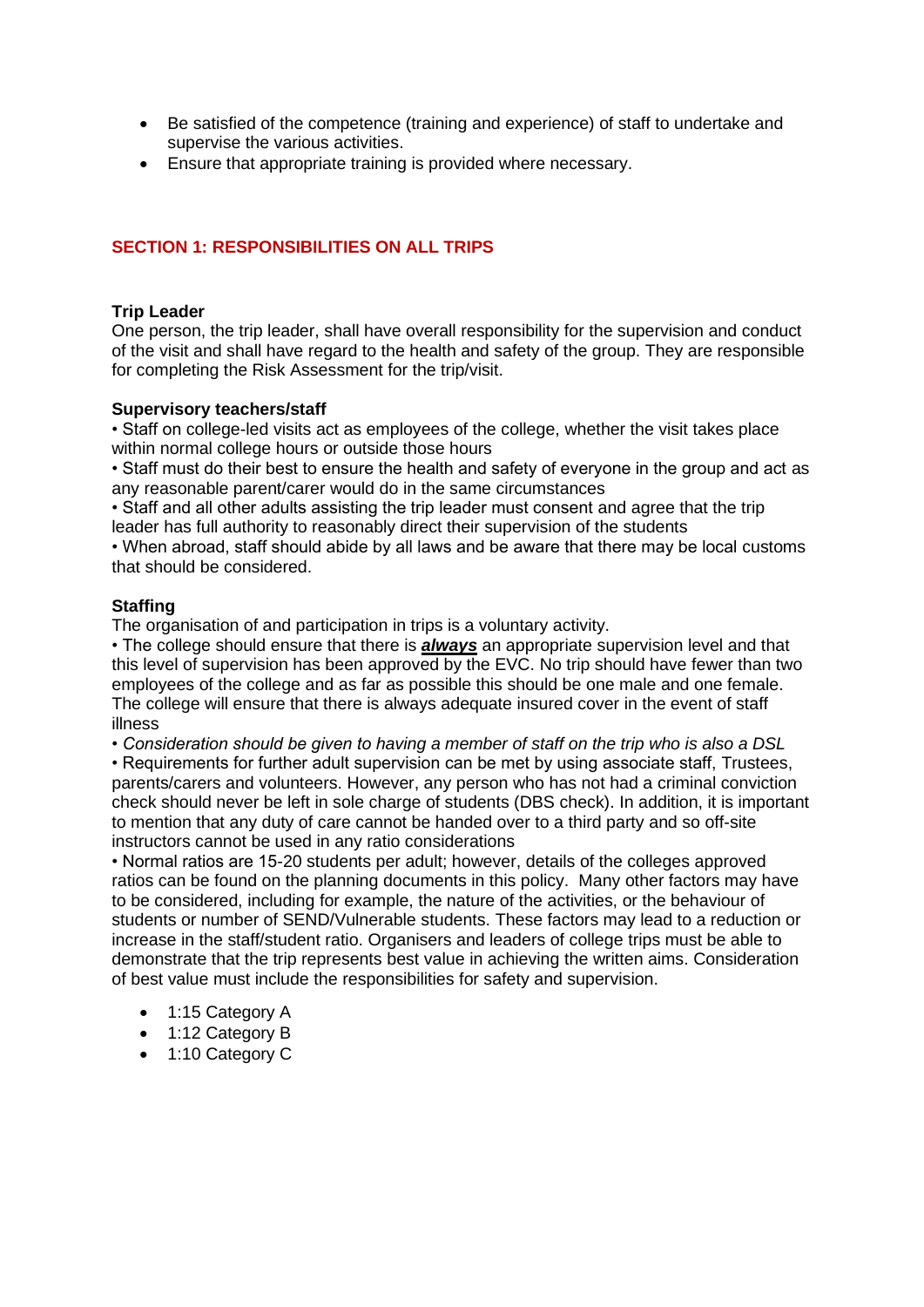- Be satisfied of the competence (training and experience) of staff to undertake and supervise the various activities.
- Ensure that appropriate training is provided where necessary.

## SECTION 1: RESPONSIBILITIES ON ALL TRIPS

**Trip Leader**

One person, the trip leader, shall have overall responsibility for the supervision and conduct of the visit and shall have regard to the health and safety of the group. They are responsible for completing the Risk Assessment for the trip/visit.

**Supervisory teachers/staff**

• Staff on college-led visits act as employees of the college, whether the visit takes place within normal college hours or outside those hours

• Staff must do their best to ensure the health and safety of everyone in the group and act as any reasonable parent/carer would do in the same circumstances

• Staff and all other adults assisting the trip leader must consent and agree that the trip leader has full authority to reasonably direct their supervision of the students

• When abroad, staff should abide by all laws and be aware that there may be local customs that should be considered.

**Staffing**

The organisation of and participation in trips is a voluntary activity.

• The college should ensure that there is ***always*** an appropriate supervision level and that this level of supervision has been approved by the EVC. No trip should have fewer than two employees of the college and as far as possible this should be one male and one female. The college will ensure that there is always adequate insured cover in the event of staff illness

• *Consideration should be given to having a member of staff on the trip who is also a DSL*

• Requirements for further adult supervision can be met by using associate staff, Trustees, parents/carers and volunteers. However, any person who has not had a criminal conviction check should never be left in sole charge of students (DBS check). In addition, it is important to mention that any duty of care cannot be handed over to a third party and so off-site instructors cannot be used in any ratio considerations

• Normal ratios are 15-20 students per adult; however, details of the colleges approved ratios can be found on the planning documents in this policy. Many other factors may have to be considered, including for example, the nature of the activities, or the behaviour of students or number of SEND/Vulnerable students. These factors may lead to a reduction or increase in the staff/student ratio. Organisers and leaders of college trips must be able to demonstrate that the trip represents best value in achieving the written aims. Consideration of best value must include the responsibilities for safety and supervision.

- 1:15 Category A
- 1:12 Category B
- 1:10 Category C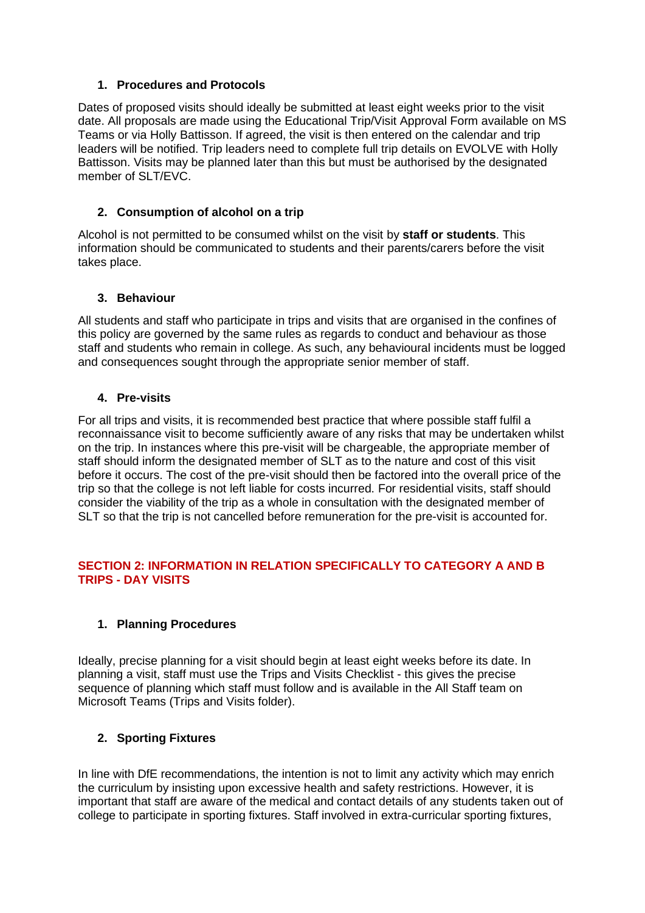1. **Procedures and Protocols**

Dates of proposed visits should ideally be submitted at least eight weeks prior to the visit date. All proposals are made using the Educational Trip/Visit Approval Form available on MS Teams or via Holly Battisson. If agreed, the visit is then entered on the calendar and trip leaders will be notified. Trip leaders need to complete full trip details on EVOLVE with Holly Battisson. Visits may be planned later than this but must be authorised by the designated member of SLT/EVC.

2. **Consumption of alcohol on a trip**

Alcohol is not permitted to be consumed whilst on the visit by **staff or students**. This information should be communicated to students and their parents/carers before the visit takes place.

3. **Behaviour**

All students and staff who participate in trips and visits that are organised in the confines of this policy are governed by the same rules as regards to conduct and behaviour as those staff and students who remain in college. As such, any behavioural incidents must be logged and consequences sought through the appropriate senior member of staff.

4. **Pre-visits**

For all trips and visits, it is recommended best practice that where possible staff fulfil a reconnaissance visit to become sufficiently aware of any risks that may be undertaken whilst on the trip. In instances where this pre-visit will be chargeable, the appropriate member of staff should inform the designated member of SLT as to the nature and cost of this visit before it occurs. The cost of the pre-visit should then be factored into the overall price of the trip so that the college is not left liable for costs incurred. For residential visits, staff should consider the viability of the trip as a whole in consultation with the designated member of SLT so that the trip is not cancelled before remuneration for the pre-visit is accounted for.

## SECTION 2: INFORMATION IN RELATION SPECIFICALLY TO CATEGORY A AND B TRIPS - DAY VISITS

1. **Planning Procedures**

Ideally, precise planning for a visit should begin at least eight weeks before its date. In planning a visit, staff must use the Trips and Visits Checklist - this gives the precise sequence of planning which staff must follow and is available in the All Staff team on Microsoft Teams (Trips and Visits folder).

2. **Sporting Fixtures**

In line with DfE recommendations, the intention is not to limit any activity which may enrich the curriculum by insisting upon excessive health and safety restrictions. However, it is important that staff are aware of the medical and contact details of any students taken out of college to participate in sporting fixtures. Staff involved in extra-curricular sporting fixtures,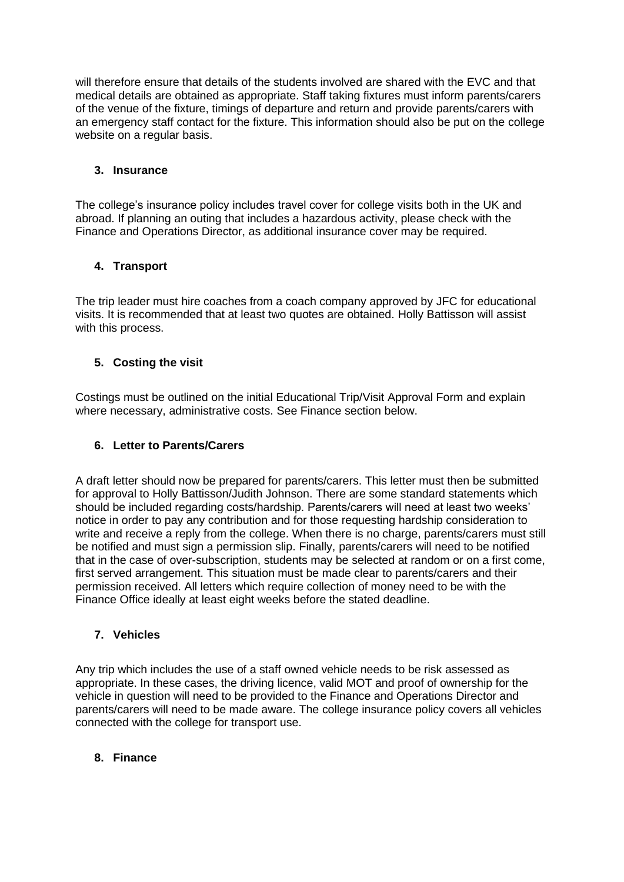will therefore ensure that details of the students involved are shared with the EVC and that medical details are obtained as appropriate. Staff taking fixtures must inform parents/carers of the venue of the fixture, timings of departure and return and provide parents/carers with an emergency staff contact for the fixture. This information should also be put on the college website on a regular basis.

### 3. Insurance

The college's insurance policy includes travel cover for college visits both in the UK and abroad. If planning an outing that includes a hazardous activity, please check with the Finance and Operations Director, as additional insurance cover may be required.

### 4. Transport

The trip leader must hire coaches from a coach company approved by JFC for educational visits. It is recommended that at least two quotes are obtained. Holly Battisson will assist with this process.

### 5. Costing the visit

Costings must be outlined on the initial Educational Trip/Visit Approval Form and explain where necessary, administrative costs. See Finance section below.

### 6. Letter to Parents/Carers

A draft letter should now be prepared for parents/carers. This letter must then be submitted for approval to Holly Battisson/Judith Johnson. There are some standard statements which should be included regarding costs/hardship. Parents/carers will need at least two weeks' notice in order to pay any contribution and for those requesting hardship consideration to write and receive a reply from the college. When there is no charge, parents/carers must still be notified and must sign a permission slip. Finally, parents/carers will need to be notified that in the case of over-subscription, students may be selected at random or on a first come, first served arrangement. This situation must be made clear to parents/carers and their permission received. All letters which require collection of money need to be with the Finance Office ideally at least eight weeks before the stated deadline.

### 7. Vehicles

Any trip which includes the use of a staff owned vehicle needs to be risk assessed as appropriate. In these cases, the driving licence, valid MOT and proof of ownership for the vehicle in question will need to be provided to the Finance and Operations Director and parents/carers will need to be made aware. The college insurance policy covers all vehicles connected with the college for transport use.

### 8. Finance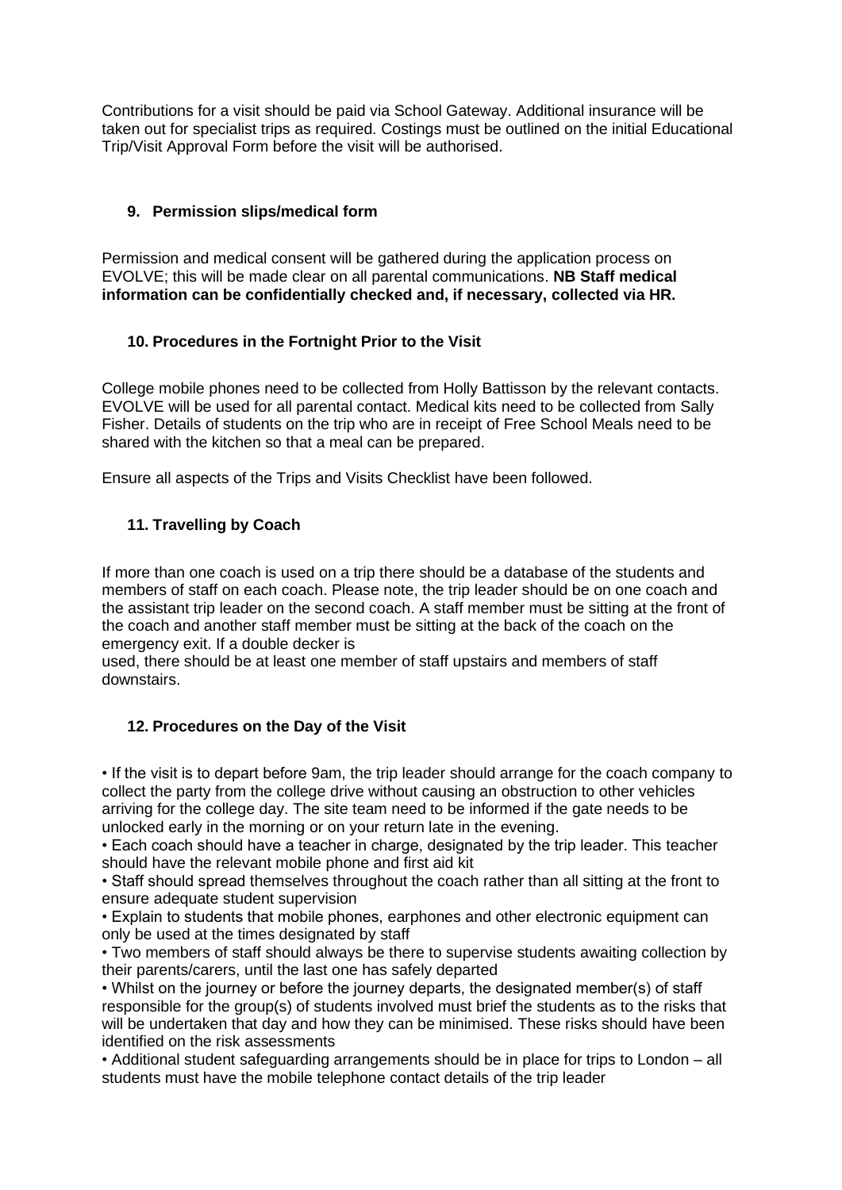Contributions for a visit should be paid via School Gateway. Additional insurance will be taken out for specialist trips as required. Costings must be outlined on the initial Educational Trip/Visit Approval Form before the visit will be authorised.

## 9. Permission slips/medical form

Permission and medical consent will be gathered during the application process on EVOLVE; this will be made clear on all parental communications. **NB Staff medical information can be confidentially checked and, if necessary, collected via HR.**

## 10. Procedures in the Fortnight Prior to the Visit

College mobile phones need to be collected from Holly Battisson by the relevant contacts. EVOLVE will be used for all parental contact. Medical kits need to be collected from Sally Fisher. Details of students on the trip who are in receipt of Free School Meals need to be shared with the kitchen so that a meal can be prepared.

Ensure all aspects of the Trips and Visits Checklist have been followed.

## 11. Travelling by Coach

If more than one coach is used on a trip there should be a database of the students and members of staff on each coach. Please note, the trip leader should be on one coach and the assistant trip leader on the second coach. A staff member must be sitting at the front of the coach and another staff member must be sitting at the back of the coach on the emergency exit. If a double decker is used, there should be at least one member of staff upstairs and members of staff downstairs.

## 12. Procedures on the Day of the Visit

- If the visit is to depart before 9am, the trip leader should arrange for the coach company to collect the party from the college drive without causing an obstruction to other vehicles arriving for the college day. The site team need to be informed if the gate needs to be unlocked early in the morning or on your return late in the evening.
- Each coach should have a teacher in charge, designated by the trip leader. This teacher should have the relevant mobile phone and first aid kit
- Staff should spread themselves throughout the coach rather than all sitting at the front to ensure adequate student supervision
- Explain to students that mobile phones, earphones and other electronic equipment can only be used at the times designated by staff
- Two members of staff should always be there to supervise students awaiting collection by their parents/carers, until the last one has safely departed
- Whilst on the journey or before the journey departs, the designated member(s) of staff responsible for the group(s) of students involved must brief the students as to the risks that will be undertaken that day and how they can be minimised. These risks should have been identified on the risk assessments
- Additional student safeguarding arrangements should be in place for trips to London – all students must have the mobile telephone contact details of the trip leader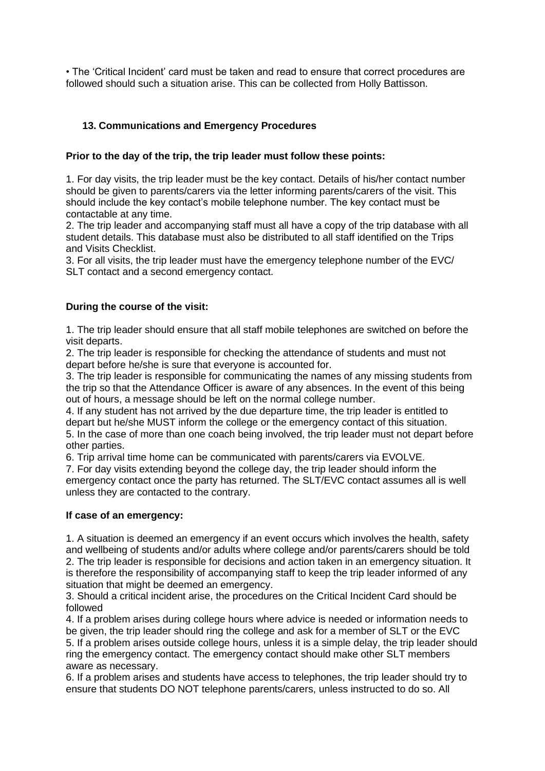• The 'Critical Incident' card must be taken and read to ensure that correct procedures are followed should such a situation arise. This can be collected from Holly Battisson.

## 13. Communications and Emergency Procedures

**Prior to the day of the trip, the trip leader must follow these points:**

1. For day visits, the trip leader must be the key contact. Details of his/her contact number should be given to parents/carers via the letter informing parents/carers of the visit. This should include the key contact's mobile telephone number. The key contact must be contactable at any time.
2. The trip leader and accompanying staff must all have a copy of the trip database with all student details. This database must also be distributed to all staff identified on the Trips and Visits Checklist.
3. For all visits, the trip leader must have the emergency telephone number of the EVC/ SLT contact and a second emergency contact.

**During the course of the visit:**

1. The trip leader should ensure that all staff mobile telephones are switched on before the visit departs.
2. The trip leader is responsible for checking the attendance of students and must not depart before he/she is sure that everyone is accounted for.
3. The trip leader is responsible for communicating the names of any missing students from the trip so that the Attendance Officer is aware of any absences. In the event of this being out of hours, a message should be left on the normal college number.
4. If any student has not arrived by the due departure time, the trip leader is entitled to depart but he/she MUST inform the college or the emergency contact of this situation.
5. In the case of more than one coach being involved, the trip leader must not depart before other parties.
6. Trip arrival time home can be communicated with parents/carers via EVOLVE.
7. For day visits extending beyond the college day, the trip leader should inform the emergency contact once the party has returned. The SLT/EVC contact assumes all is well unless they are contacted to the contrary.

**If case of an emergency:**

1. A situation is deemed an emergency if an event occurs which involves the health, safety and wellbeing of students and/or adults where college and/or parents/carers should be told
2. The trip leader is responsible for decisions and action taken in an emergency situation. It is therefore the responsibility of accompanying staff to keep the trip leader informed of any situation that might be deemed an emergency.
3. Should a critical incident arise, the procedures on the Critical Incident Card should be followed
4. If a problem arises during college hours where advice is needed or information needs to be given, the trip leader should ring the college and ask for a member of SLT or the EVC
5. If a problem arises outside college hours, unless it is a simple delay, the trip leader should ring the emergency contact. The emergency contact should make other SLT members aware as necessary.
6. If a problem arises and students have access to telephones, the trip leader should try to ensure that students DO NOT telephone parents/carers, unless instructed to do so. All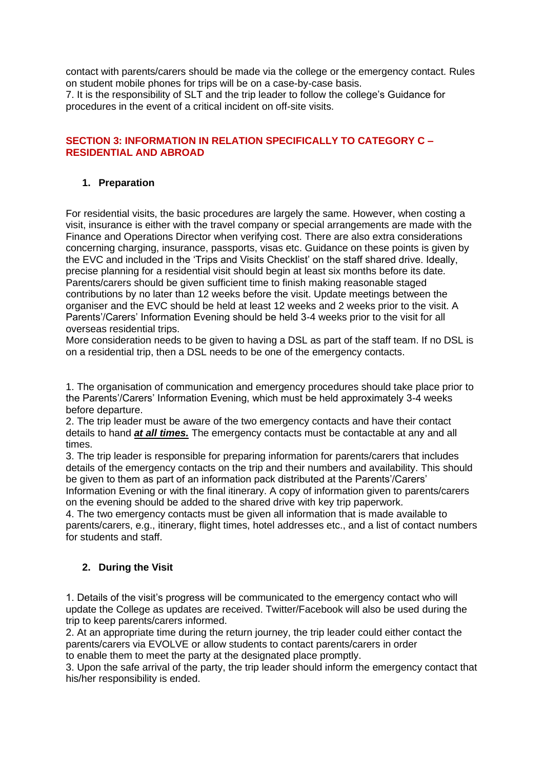contact with parents/carers should be made via the college or the emergency contact. Rules on student mobile phones for trips will be on a case-by-case basis.
7. It is the responsibility of SLT and the trip leader to follow the college's Guidance for procedures in the event of a critical incident on off-site visits.

## SECTION 3: INFORMATION IN RELATION SPECIFICALLY TO CATEGORY C – RESIDENTIAL AND ABROAD

### 1. Preparation

For residential visits, the basic procedures are largely the same. However, when costing a visit, insurance is either with the travel company or special arrangements are made with the Finance and Operations Director when verifying cost. There are also extra considerations concerning charging, insurance, passports, visas etc. Guidance on these points is given by the EVC and included in the 'Trips and Visits Checklist' on the staff shared drive. Ideally, precise planning for a residential visit should begin at least six months before its date. Parents/carers should be given sufficient time to finish making reasonable staged contributions by no later than 12 weeks before the visit. Update meetings between the organiser and the EVC should be held at least 12 weeks and 2 weeks prior to the visit. A Parents'/Carers' Information Evening should be held 3-4 weeks prior to the visit for all overseas residential trips.
More consideration needs to be given to having a DSL as part of the staff team. If no DSL is on a residential trip, then a DSL needs to be one of the emergency contacts.

1. The organisation of communication and emergency procedures should take place prior to the Parents'/Carers' Information Evening, which must be held approximately 3-4 weeks before departure.
2. The trip leader must be aware of the two emergency contacts and have their contact details to hand ***at all times.*** The emergency contacts must be contactable at any and all times.
3. The trip leader is responsible for preparing information for parents/carers that includes details of the emergency contacts on the trip and their numbers and availability. This should be given to them as part of an information pack distributed at the Parents'/Carers' Information Evening or with the final itinerary. A copy of information given to parents/carers on the evening should be added to the shared drive with key trip paperwork.
4. The two emergency contacts must be given all information that is made available to parents/carers, e.g., itinerary, flight times, hotel addresses etc., and a list of contact numbers for students and staff.

### 2. During the Visit

1. Details of the visit's progress will be communicated to the emergency contact who will update the College as updates are received. Twitter/Facebook will also be used during the trip to keep parents/carers informed.
2. At an appropriate time during the return journey, the trip leader could either contact the parents/carers via EVOLVE or allow students to contact parents/carers in order to enable them to meet the party at the designated place promptly.
3. Upon the safe arrival of the party, the trip leader should inform the emergency contact that his/her responsibility is ended.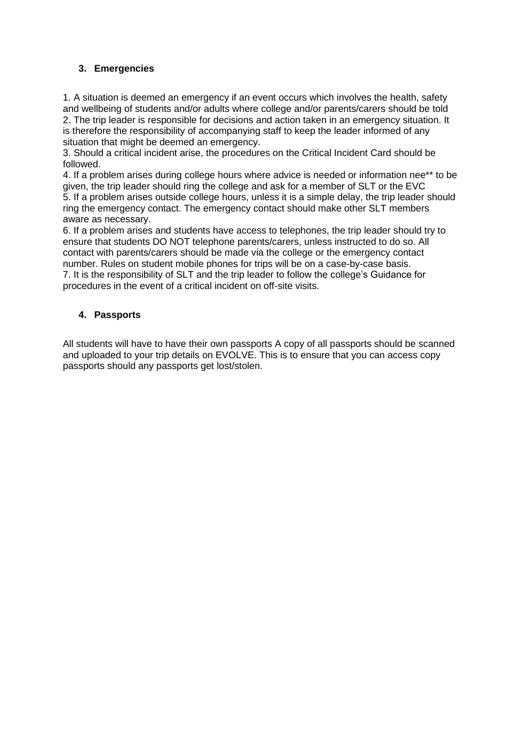### 3. Emergencies

1. A situation is deemed an emergency if an event occurs which involves the health, safety and wellbeing of students and/or adults where college and/or parents/carers should be told
2. The trip leader is responsible for decisions and action taken in an emergency situation. It is therefore the responsibility of accompanying staff to keep the leader informed of any situation that might be deemed an emergency.
3. Should a critical incident arise, the procedures on the Critical Incident Card should be followed.
4. If a problem arises during college hours where advice is needed or information nee** to be given, the trip leader should ring the college and ask for a member of SLT or the EVC
5. If a problem arises outside college hours, unless it is a simple delay, the trip leader should ring the emergency contact. The emergency contact should make other SLT members aware as necessary.
6. If a problem arises and students have access to telephones, the trip leader should try to ensure that students DO NOT telephone parents/carers, unless instructed to do so. All contact with parents/carers should be made via the college or the emergency contact number. Rules on student mobile phones for trips will be on a case-by-case basis.
7. It is the responsibility of SLT and the trip leader to follow the college's Guidance for procedures in the event of a critical incident on off-site visits.

### 4. Passports

All students will have to have their own passports A copy of all passports should be scanned and uploaded to your trip details on EVOLVE. This is to ensure that you can access copy passports should any passports get lost/stolen.